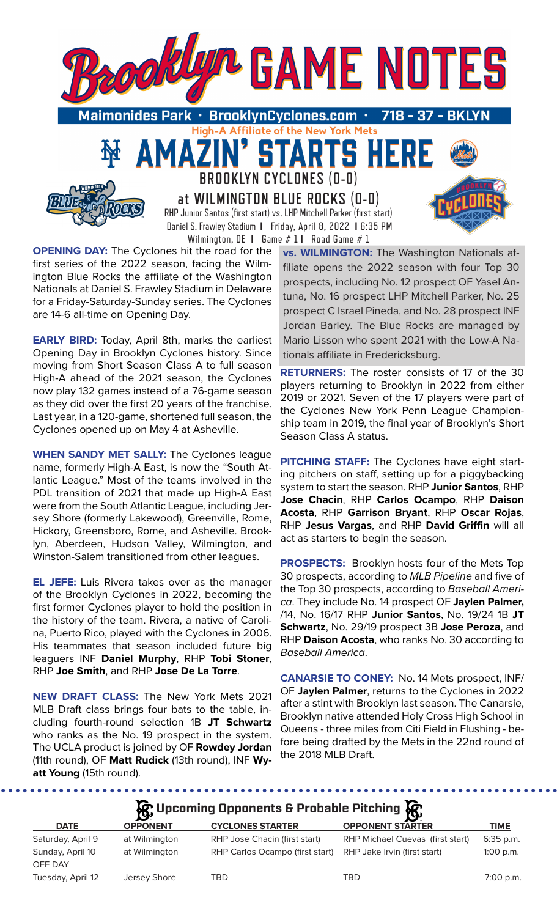# Brooklyn GAME NOTES

**Maimonides Park · BrooklynCyclones.com · 718 - 37 - BKLYN**

High-A Affiliate of the New York Mets

## AMAZIN' STARTS HERE

### BROOKLYN CYCLONES (0-0)
### at WILMINGTON BLUE ROCKS (0-0)

RHP Junior Santos (first start) vs. LHP Mitchell Parker (first start)

Daniel S. Frawley Stadium | Friday, April 8, 2022 | 6:35 PM

Wilmington, DE | Game # 1 | Road Game # 1

**OPENING DAY:** The Cyclones hit the road for the first series of the 2022 season, facing the Wilmington Blue Rocks the affiliate of the Washington Nationals at Daniel S. Frawley Stadium in Delaware for a Friday-Saturday-Sunday series. The Cyclones are 14-6 all-time on Opening Day.

**EARLY BIRD:** Today, April 8th, marks the earliest Opening Day in Brooklyn Cyclones history. Since moving from Short Season Class A to full season High-A ahead of the 2021 season, the Cyclones now play 132 games instead of a 76-game season as they did over the first 20 years of the franchise. Last year, in a 120-game, shortened full season, the Cyclones opened up on May 4 at Asheville.

**WHEN SANDY MET SALLY:** The Cyclones league name, formerly High-A East, is now the "South Atlantic League." Most of the teams involved in the PDL transition of 2021 that made up High-A East were from the South Atlantic League, including Jersey Shore (formerly Lakewood), Greenville, Rome, Hickory, Greensboro, Rome, and Asheville. Brooklyn, Aberdeen, Hudson Valley, Wilmington, and Winston-Salem transitioned from other leagues.

**EL JEFE:** Luis Rivera takes over as the manager of the Brooklyn Cyclones in 2022, becoming the first former Cyclones player to hold the position in the history of the team. Rivera, a native of Carolina, Puerto Rico, played with the Cyclones in 2006. His teammates that season included future big leaguers INF **Daniel Murphy**, RHP **Tobi Stoner**, RHP **Joe Smith**, and RHP **Jose De La Torre**.

**NEW DRAFT CLASS:** The New York Mets 2021 MLB Draft class brings four bats to the table, including fourth-round selection 1B **JT Schwartz** who ranks as the No. 19 prospect in the system. The UCLA product is joined by OF **Rowdey Jordan** (11th round), OF **Matt Rudick** (13th round), INF **Wyatt Young** (15th round).

**vs. WILMINGTON:** The Washington Nationals affiliate opens the 2022 season with four Top 30 prospects, including No. 12 prospect OF Yasel Antuna, No. 16 prospect LHP Mitchell Parker, No. 25 prospect C Israel Pineda, and No. 28 prospect INF Jordan Barley. The Blue Rocks are managed by Mario Lisson who spent 2021 with the Low-A Nationals affiliate in Fredericksburg.

**RETURNERS:** The roster consists of 17 of the 30 players returning to Brooklyn in 2022 from either 2019 or 2021. Seven of the 17 players were part of the Cyclones New York Penn League Championship team in 2019, the final year of Brooklyn's Short Season Class A status.

**PITCHING STAFF:** The Cyclones have eight starting pitchers on staff, setting up for a piggybacking system to start the season. RHP **Junior Santos**, RHP **Jose Chacin**, RHP **Carlos Ocampo**, RHP **Daison Acosta**, RHP **Garrison Bryant**, RHP **Oscar Rojas**, RHP **Jesus Vargas**, and RHP **David Griffin** will all act as starters to begin the season.

**PROSPECTS:** Brooklyn hosts four of the Mets Top 30 prospects, according to *MLB Pipeline* and five of the Top 30 prospects, according to *Baseball America*. They include No. 14 prospect OF **Jaylen Palmer,** /14, No. 16/17 RHP **Junior Santos**, No. 19/24 1B **JT Schwartz**, No. 29/19 prospect 3B **Jose Peroza**, and RHP **Daison Acosta**, who ranks No. 30 according to *Baseball America*.

**CANARSIE TO CONEY:** No. 14 Mets prospect, INF/OF **Jaylen Palmer**, returns to the Cyclones in 2022 after a stint with Brooklyn last season. The Canarsie, Brooklyn native attended Holy Cross High School in Queens - three miles from Citi Field in Flushing - before being drafted by the Mets in the 22nd round of the 2018 MLB Draft.

## Upcoming Opponents & Probable Pitching

| DATE | OPPONENT | CYCLONES STARTER | OPPONENT STARTER | TIME |
|---|---|---|---|---|
| Saturday, April 9 | at Wilmington | RHP Jose Chacin (first start) | RHP Michael Cuevas (first start) | 6:35 p.m. |
| Sunday, April 10 | at Wilmington | RHP Carlos Ocampo (first start) | RHP Jake Irvin (first start) | 1:00 p.m. |
| OFF DAY | | | | |
| Tuesday, April 12 | Jersey Shore | TBD | TBD | 7:00 p.m. |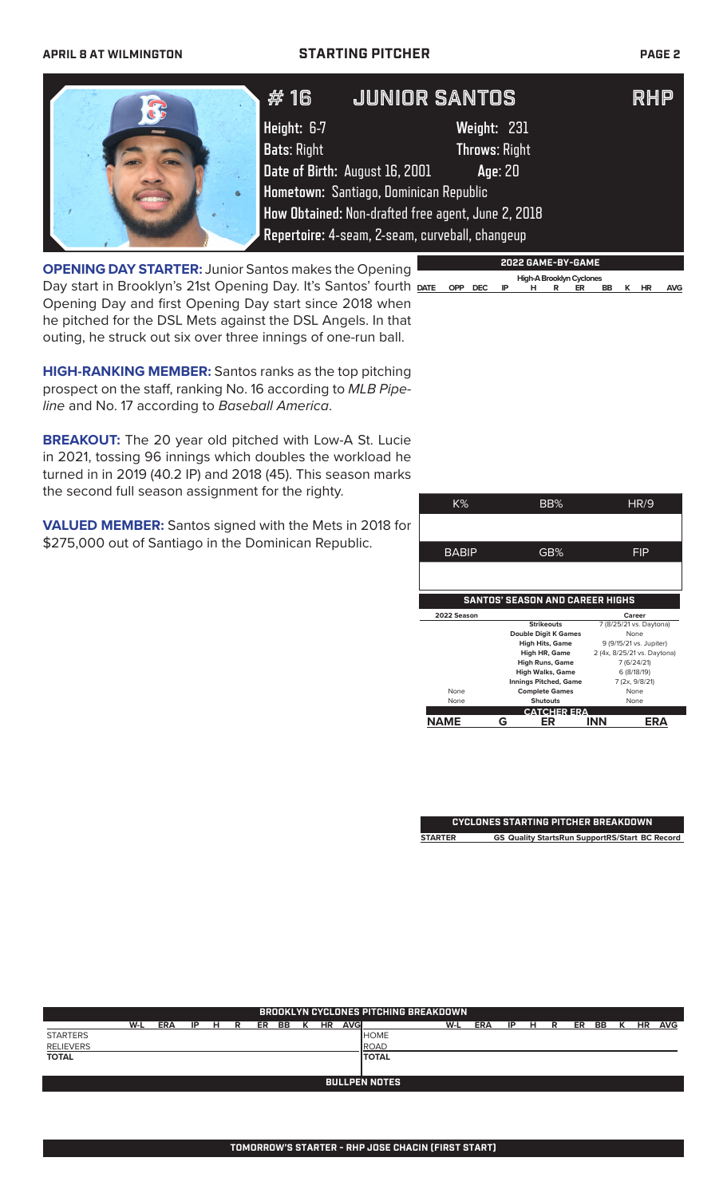## STARTING PITCHER

# # 16 JUNIOR SANTOS — RHP

**Height:** 6-7 **Weight:** 231
**Bats:** Right **Throws:** Right
**Date of Birth:** August 16, 2001 **Age:** 20
**Hometown:** Santiago, Dominican Republic
**How Obtained:** Non-drafted free agent, June 2, 2018
**Repertoire:** 4-seam, 2-seam, curveball, changeup

**OPENING DAY STARTER:** Junior Santos makes the Opening Day start in Brooklyn's 21st Opening Day. It's Santos' fourth Opening Day and first Opening Day start since 2018 when he pitched for the DSL Mets against the DSL Angels. In that outing, he struck out six over three innings of one-run ball.

**HIGH-RANKING MEMBER:** Santos ranks as the top pitching prospect on the staff, ranking No. 16 according to *MLB Pipeline* and No. 17 according to *Baseball America*.

**BREAKOUT:** The 20 year old pitched with Low-A St. Lucie in 2021, tossing 96 innings which doubles the workload he turned in in 2019 (40.2 IP) and 2018 (45). This season marks the second full season assignment for the righty.

**VALUED MEMBER:** Santos signed with the Mets in 2018 for $275,000 out of Santiago in the Dominican Republic.

### 2022 GAME-BY-GAME

High-A Brooklyn Cyclones

| DATE | OPP | DEC | IP | H | R | ER | BB | K | HR | AVG |
|---|---|---|---|---|---|---|---|---|---|---|

| K% | BB% | HR/9 |
|---|---|---|
| | | |
| **BABIP** | **GB%** | **FIP** |
| | | |

### SANTOS' SEASON AND CAREER HIGHS

| 2022 Season | | Career |
|---|---|---|
| | Strikeouts | 7 (8/25/21 vs. Daytona) |
| | Double Digit K Games | None |
| | High Hits, Game | 9 (9/15/21 vs. Jupiter) |
| | High HR, Game | 2 (4x, 8/25/21 vs. Daytona) |
| | High Runs, Game | 7 (6/24/21) |
| | High Walks, Game | 6 (8/18/19) |
| | Innings Pitched, Game | 7 (2x, 9/8/21) |
| None | Complete Games | None |
| None | Shutouts | None |

### CATCHER ERA

| NAME | G | ER | INN | ERA |
|---|---|---|---|---|

### CYCLONES STARTING PITCHER BREAKDOWN

| STARTER | GS | Quality Starts | Run Support | RS/Start | BC Record |
|---|---|---|---|---|---|

### BROOKLYN CYCLONES PITCHING BREAKDOWN

| | W-L | ERA | IP | H | R | ER | BB | K | HR | AVG |
|---|---|---|---|---|---|---|---|---|---|---|
| STARTERS | | | | | | | | | | |
| RELIEVERS | | | | | | | | | | |
| **TOTAL** | | | | | | | | | | |

| | W-L | ERA | IP | H | R | ER | BB | K | HR | AVG |
|---|---|---|---|---|---|---|---|---|---|---|
| HOME | | | | | | | | | | |
| ROAD | | | | | | | | | | |
| **TOTAL** | | | | | | | | | | |

### BULLPEN NOTES

**TOMORROW'S STARTER - RHP JOSE CHACIN (FIRST START)**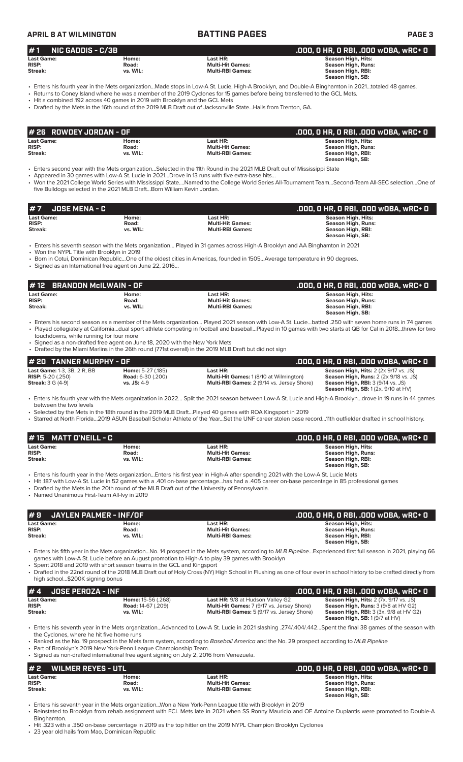## # 1 NIC GADDIS - C/3B

.000, 0 HR, 0 RBI, .000 wOBA, wRC+ 0

| | | | |
|---|---|---|---|
| **Last Game:** | **Home:** | **Last HR:** | **Season High, Hits:** |
| **RISP:** | **Road:** | **Multi-Hit Games:** | **Season High, Runs:** |
| **Streak:** | **vs. WIL:** | **Multi-RBI Games:** | **Season High, RBI:** |
| | | | **Season High, SB:** |

- Enters his fourth year in the Mets organization...Made stops in Low-A St. Lucie, High-A Brooklyn, and Double-A Binghamton in 2021...totaled 48 games.
- Returns to Coney Island where he was a member of the 2019 Cyclones for 15 games before being transferred to the GCL Mets.
- Hit a combined .192 across 40 games in 2019 with Brooklyn and the GCL Mets
- Drafted by the Mets in the 16th round of the 2019 MLB Draft out of Jacksonville State...Hails from Trenton, GA.

## # 26 ROWDEY JORDAN - OF

.000, 0 HR, 0 RBI, .000 wOBA, wRC+ 0

| | | | |
|---|---|---|---|
| **Last Game:** | **Home:** | **Last HR:** | **Season High, Hits:** |
| **RISP:** | **Road:** | **Multi-Hit Games:** | **Season High, Runs:** |
| **Streak:** | **vs. WIL:** | **Multi-RBI Games:** | **Season High, RBI:** |
| | | | **Season High, SB:** |

- Enters second year with the Mets organization...Selected in the 11th Round in the 2021 MLB Draft out of Mississippi State
- Appeared in 30 games with Low-A St. Lucie in 2021...Drove in 13 runs with five extra-base hits...
- Won the 2021 College World Series with Mississippi State....Named to the College World Series All-Tournament Team...Second-Team All-SEC selection...One of five Bulldogs selected in the 2021 MLB Draft...Born William Kevin Jordan.

## # 7 JOSE MENA - C

.000, 0 HR, 0 RBI, .000 wOBA, wRC+ 0

| | | | |
|---|---|---|---|
| **Last Game:** | **Home:** | **Last HR:** | **Season High, Hits:** |
| **RISP:** | **Road:** | **Multi-Hit Games:** | **Season High, Runs:** |
| **Streak:** | **vs. WIL:** | **Multi-RBI Games:** | **Season High, RBI:** |
| | | | **Season High, SB:** |

- Enters his seventh season with the Mets organization... Played in 31 games across High-A Brooklyn and AA Binghamton in 2021
- Won the NYPL Title with Brooklyn in 2019
- Born in Cotui, Dominican Republic...One of the oldest cities in Americas, founded in 1505...Average temperature in 90 degrees.
- Signed as an International free agent on June 22, 2016...

## # 12 BRANDON McILWAIN - OF

.000, 0 HR, 0 RBI, .000 wOBA, wRC+ 0

| | | | |
|---|---|---|---|
| **Last Game:** | **Home:** | **Last HR:** | **Season High, Hits:** |
| **RISP:** | **Road:** | **Multi-Hit Games:** | **Season High, Runs:** |
| **Streak:** | **vs. WIL:** | **Multi-RBI Games:** | **Season High, RBI:** |
| | | | **Season High, SB:** |

- Enters his second season as a member of the Mets organization... Played 2021 season with Low-A St. Lucie...batted .250 with seven home runs in 74 games
- Played collegiately at California...dual sport athlete competing in football and baseball...Played in 10 games with two starts at QB for Cal in 2018...threw for two touchdowns, while running for four more
- Signed as a non-drafted free agent on June 18, 2020 with the New York Mets
- Drafted by the Miami Marlins in the 26th round (771st overall) in the 2019 MLB Draft but did not sign

## # 20 TANNER MURPHY - OF

.000, 0 HR, 0 RBI, .000 wOBA, wRC+ 0

| | | | |
|---|---|---|---|
| **Last Game:** 1-3, 3B, 2 R, BB | **Home:** 5-27 (.185) | **Last HR:** | **Season High, Hits:** 2 (2x 9/17 vs. JS) |
| **RISP:** 5-20 (.250) | **Road:** 6-30 (.200) | **Multi-Hit Games:** 1 (8/10 at Wilmington) | **Season High, Runs:** 2 (2x 9/18 vs. JS) |
| **Streak:** 3 G (4-9) | **vs. JS:** 4-9 | **Multi-RBI Games:** 2 (9/14 vs. Jersey Shore) | **Season High, RBI:** 3 (9/14 vs. JS) |
| | | | **Season High, SB:** 1 (2x, 9/10 at HV) |

- Enters his fourth year with the Mets organization in 2022... Split the 2021 season between Low-A St. Lucie and High-A Brooklyn...drove in 19 runs in 44 games between the two levels
- Selected by the Mets in the 18th round in the 2019 MLB Draft...Played 40 games with ROA Kingsport in 2019
- Starred at North Florida...2019 ASUN Baseball Scholar Athlete of the Year...Set the UNF career stolen base record...11th outfielder drafted in school history.

## # 15 MATT O'NEILL - C

.000, 0 HR, 0 RBI, .000 wOBA, wRC+ 0

| | | | |
|---|---|---|---|
| **Last Game:** | **Home:** | **Last HR:** | **Season High, Hits:** |
| **RISP:** | **Road:** | **Multi-Hit Games:** | **Season High, Runs:** |
| **Streak:** | **vs. WIL:** | **Multi-RBI Games:** | **Season High, RBI:** |
| | | | **Season High, SB:** |

- Enters his fourth year in the Mets organization...Enters his first year in High-A after spending 2021 with the Low-A St. Lucie Mets
- Hit .187 with Low-A St. Lucie in 52 games with a .401 on-base percentage...has had a .405 career on-base percentage in 85 professional games
- Drafted by the Mets in the 20th round of the MLB Draft out of the University of Pennsylvania.
- Named Unanimous First-Team All-Ivy in 2019

## # 9 JAYLEN PALMER - INF/OF

.000, 0 HR, 0 RBI, .000 wOBA, wRC+ 0

| | | | |
|---|---|---|---|
| **Last Game:** | **Home:** | **Last HR:** | **Season High, Hits:** |
| **RISP:** | **Road:** | **Multi-Hit Games:** | **Season High, Runs:** |
| **Streak:** | **vs. WIL:** | **Multi-RBI Games:** | **Season High, RBI:** |
| | | | **Season High, SB:** |

- Enters his fifth year in the Mets organization...No. 14 prospect in the Mets system, according to *MLB Pipeline*...Experienced first full season in 2021, playing 66 games with Low-A St. Lucie before an August promotion to High-A to play 39 games with Brooklyn
- Spent 2018 and 2019 with short season teams in the GCL and Kingsport
- Drafted in the 22nd round of the 2018 MLB Draft out of Holy Cross (NY) High School in Flushing as one of four ever in school history to be drafted directly from high school...$200K signing bonus

## # 4 JOSE PEROZA - INF

.000, 0 HR, 0 RBI, .000 wOBA, wRC+ 0

| | | | |
|---|---|---|---|
| **Last Game:** | **Home:** 15-56 (.268) | **Last HR:** 9/8 at Hudson Valley G2 | **Season High, Hits:** 2 (7x, 9/17 vs. JS) |
| **RISP:** | **Road:** 14-67 (.209) | **Multi-Hit Games:** 7 (9/17 vs. Jersey Shore) | **Season High, Runs:** 3 (9/8 at HV G2) |
| **Streak:** | **vs. WIL:** | **Multi-RBI Games:** 5 (9/17 vs. Jersey Shore) | **Season High, RBI:** 3 (3x, 9/8 at HV G2) |
| | | | **Season High, SB:** 1 (9/7 at HV) |

- Enters his seventh year in the Mets organization...Advanced to Low-A St. Lucie in 2021 slashing .274/.404/.442...Spent the final 38 games of the season with the Cyclones, where he hit five home runs
- Ranked as the No. 19 prospect in the Mets farm system, according to *Baseball America* and the No. 29 prospect according to *MLB Pipeline*
- Part of Brooklyn's 2019 New York-Penn League Championship Team.
- Signed as non-drafted international free agent signing on July 2, 2016 from Venezuela.

## # 2 WILMER REYES - UTL

.000, 0 HR, 0 RBI, .000 wOBA, wRC+ 0

| | | | |
|---|---|---|---|
| **Last Game:** | **Home:** | **Last HR:** | **Season High, Hits:** |
| **RISP:** | **Road:** | **Multi-Hit Games:** | **Season High, Runs:** |
| **Streak:** | **vs. WIL:** | **Multi-RBI Games:** | **Season High, RBI:** |
| | | | **Season High, SB:** |

- Enters his seventh year in the Mets organization...Won a New York-Penn League title with Brooklyn in 2019
- Reinstated to Brooklyn from rehab assignment with FCL Mets late in 2021 when SS Ronny Mauricio and OF Antoine Duplantis were promoted to Double-A Binghamton.
- Hit .323 with a .350 on-base percentage in 2019 as the top hitter on the 2019 NYPL Champion Brooklyn Cyclones
- 23 year old hails from Mao, Dominican Republic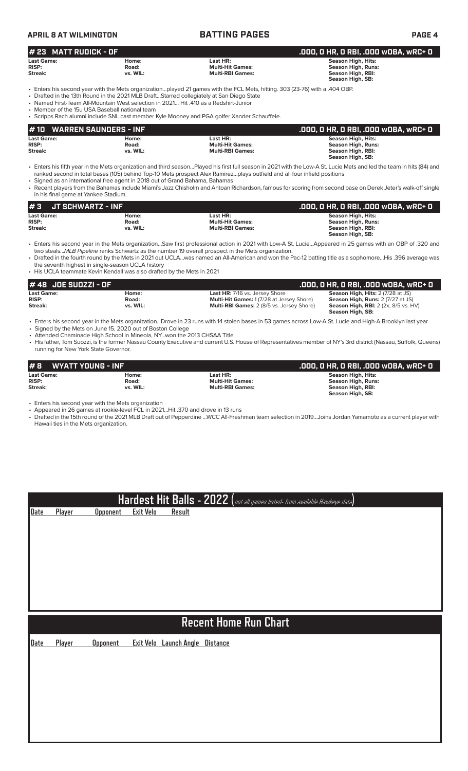## # 23 MATT RUDICK - OF

.000, 0 HR, 0 RBI, .000 wOBA, wRC+ 0

| | | | |
|---|---|---|---|
| **Last Game:** | **Home:** | **Last HR:** | **Season High, Hits:** |
| **RISP:** | **Road:** | **Multi-Hit Games:** | **Season High, Runs:** |
| **Streak:** | **vs. WIL:** | **Multi-RBI Games:** | **Season High, RBI:** |
| | | | **Season High, SB:** |

- Enters his second year with the Mets organization...played 21 games with the FCL Mets, hitting. 303 (23-76) with a .404 OBP.
- Drafted in the 13th Round in the 2021 MLB Draft...Starred collegiately at San Diego State
- Named First-Team All-Mountain West selection in 2021... Hit .410 as a Redshirt-Junior
- Member of the 15u USA Baseball national team
- Scripps Rach alumni include SNL cast member Kyle Mooney and PGA golfer Xander Schauffele.

## # 10 WARREN SAUNDERS - INF

.000, 0 HR, 0 RBI, .000 wOBA, wRC+ 0

| | | | |
|---|---|---|---|
| **Last Game:** | **Home:** | **Last HR:** | **Season High, Hits:** |
| **RISP:** | **Road:** | **Multi-Hit Games:** | **Season High, Runs:** |
| **Streak:** | **vs. WIL:** | **Multi-RBI Games:** | **Season High, RBI:** |
| | | | **Season High, SB:** |

- Enters his fifth year in the Mets organization and third season...Played his first full season in 2021 with the Low-A St. Lucie Mets and led the team in hits (84) and ranked second in total bases (105) behind Top-10 Mets prospect Alex Ramirez...plays outfield and all four infield positions
- Signed as an international free agent in 2018 out of Grand Bahama, Bahamas
- Recent players from the Bahamas include Miami's Jazz Chisholm and Antoan Richardson, famous for scoring from second base on Derek Jeter's walk-off single in his final game at Yankee Stadium.

## # 3 JT SCHWARTZ - INF

.000, 0 HR, 0 RBI, .000 wOBA, wRC+ 0

| | | | |
|---|---|---|---|
| **Last Game:** | **Home:** | **Last HR:** | **Season High, Hits:** |
| **RISP:** | **Road:** | **Multi-Hit Games:** | **Season High, Runs:** |
| **Streak:** | **vs. WIL:** | **Multi-RBI Games:** | **Season High, RBI:** |
| | | | **Season High, SB:** |

- Enters his second year in the Mets organization...Saw first professional action in 2021 with Low-A St. Lucie...Appeared in 25 games with an OBP of .320 and two steals...*MLB Pipeline* ranks Schwartz as the number 19 overall prospect in the Mets organization.
- Drafted in the fourth round by the Mets in 2021 out UCLA...was named an All-American and won the Pac-12 batting title as a sophomore...His .396 average was the seventh highest in single-season UCLA history
- His UCLA teammate Kevin Kendall was also drafted by the Mets in 2021

## # 48 JOE SUOZZI - OF

.000, 0 HR, 0 RBI, .000 wOBA, wRC+ 0

| | | | |
|---|---|---|---|
| **Last Game:** | **Home:** | **Last HR:** 7/16 vs. Jersey Shore | **Season High, Hits:** 2 (7/28 at JS) |
| **RISP:** | **Road:** | **Multi-Hit Games:** 1 (7/28 at Jersey Shore) | **Season High, Runs:** 2 (7/27 at JS) |
| **Streak:** | **vs. WIL:** | **Multi-RBI Games:** 2 (8/5 vs. Jersey Shore) | **Season High, RBI:** 2 (2x, 8/5 vs. HV) |
| | | | **Season High, SB:** |

- Enters his second year in the Mets organization...Drove in 23 runs with 14 stolen bases in 53 games across Low-A St. Lucie and High-A Brooklyn last year
- Signed by the Mets on June 15, 2020 out of Boston College
- Attended Chaminade High School in Mineola, NY...won the 2013 CHSAA Title
- His father, Tom Suozzi, is the former Nassau County Executive and current U.S. House of Representatives member of NY's 3rd district (Nassau, Suffolk, Queens) running for New York State Governor.

## # 8 WYATT YOUNG - INF

.000, 0 HR, 0 RBI, .000 wOBA, wRC+ 0

| | | | |
|---|---|---|---|
| **Last Game:** | **Home:** | **Last HR:** | **Season High, Hits:** |
| **RISP:** | **Road:** | **Multi-Hit Games:** | **Season High, Runs:** |
| **Streak:** | **vs. WIL:** | **Multi-RBI Games:** | **Season High, RBI:** |
| | | | **Season High, SB:** |

- Enters his second year with the Mets organization
- Appeared in 26 games at rookie-level FCL in 2021...Hit .370 and drove in 13 runs
- Drafted in the 15th round of the 2021 MLB Draft out of Pepperdine ...WCC All-Freshman team selection in 2019...Joins Jordan Yamamoto as a current player with Hawaii ties in the Mets organization.

## Hardest Hit Balls - 2022 (*not all games listed- from available Hawkeye data*)

| Date | Player | Opponent | Exit Velo | Result |
|---|---|---|---|---|

## Recent Home Run Chart

| Date | Player | Opponent | Exit Velo | Launch Angle | Distance |
|---|---|---|---|---|---|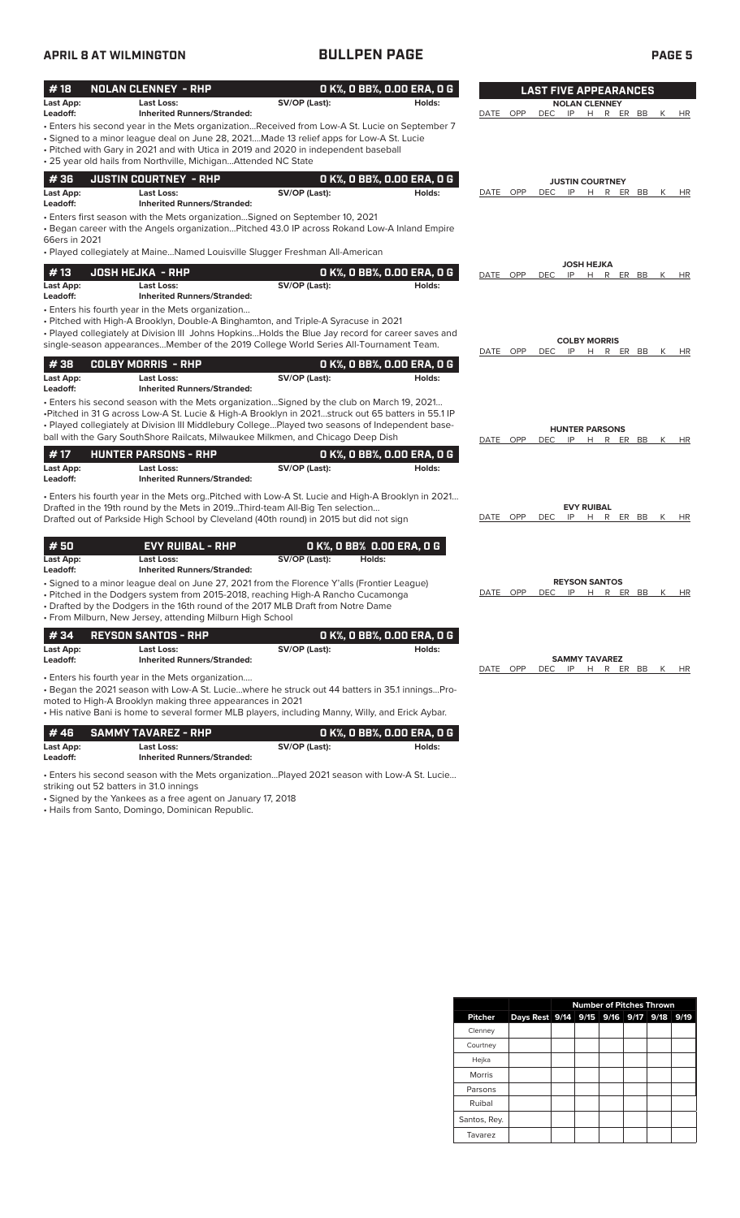## BULLPEN PAGE

### #18 NOLAN CLENNEY - RHP — 0 K%, 0 BB%, 0.00 ERA, 0 G

**Last App:** **Last Loss:** **SV/OP (Last):** **Holds:**
**Leadoff:** **Inherited Runners/Stranded:**

- Enters his second year in the Mets organization...Received from Low-A St. Lucie on September 7
- Signed to a minor league deal on June 28, 2021....Made 13 relief apps for Low-A St. Lucie
- Pitched with Gary in 2021 and with Utica in 2019 and 2020 in independent baseball
- 25 year old hails from Northville, Michigan...Attended NC State

### #36 JUSTIN COURTNEY - RHP — 0 K%, 0 BB%, 0.00 ERA, 0 G

**Last App:** **Last Loss:** **SV/OP (Last):** **Holds:**
**Leadoff:** **Inherited Runners/Stranded:**

- Enters first season with the Mets organization...Signed on September 10, 2021
- Began career with the Angels organization...Pitched 43.0 IP across Rokand Low-A Inland Empire 66ers in 2021
- Played collegiately at Maine...Named Louisville Slugger Freshman All-American

### #13 JOSH HEJKA - RHP — 0 K%, 0 BB%, 0.00 ERA, 0 G

**Last App:** **Last Loss:** **SV/OP (Last):** **Holds:**
**Leadoff:** **Inherited Runners/Stranded:**

- Enters his fourth year in the Mets organization...
- Pitched with High-A Brooklyn, Double-A Binghamton, and Triple-A Syracuse in 2021
- Played collegiately at Division III Johns Hopkins...Holds the Blue Jay record for career saves and single-season appearances...Member of the 2019 College World Series All-Tournament Team.

### #38 COLBY MORRIS - RHP — 0 K%, 0 BB%, 0.00 ERA, 0 G

**Last App:** **Last Loss:** **SV/OP (Last):** **Holds:**
**Leadoff:** **Inherited Runners/Stranded:**

- Enters his second season with the Mets organization...Signed by the club on March 19, 2021...
- Pitched in 31 G across Low-A St. Lucie & High-A Brooklyn in 2021...struck out 65 batters in 55.1 IP
- Played collegiately at Division III Middlebury College...Played two seasons of Independent baseball with the Gary SouthShore Railcats, Milwaukee Milkmen, and Chicago Deep Dish

### #17 HUNTER PARSONS - RHP — 0 K%, 0 BB%, 0.00 ERA, 0 G

**Last App:** **Last Loss:** **SV/OP (Last):** **Holds:**
**Leadoff:** **Inherited Runners/Stranded:**

- Enters his fourth year in the Mets org..Pitched with Low-A St. Lucie and High-A Brooklyn in 2021... Drafted in the 19th round by the Mets in 2019...Third-team All-Big Ten selection... Drafted out of Parkside High School by Cleveland (40th round) in 2015 but did not sign

### #50 EVY RUIBAL - RHP — 0 K%, 0 BB% 0.00 ERA, 0 G

**Last App:** **Last Loss:** **SV/OP (Last):** **Holds:**
**Leadoff:** **Inherited Runners/Stranded:**

- Signed to a minor league deal on June 27, 2021 from the Florence Y'alls (Frontier League)
- Pitched in the Dodgers system from 2015-2018, reaching High-A Rancho Cucamonga
- Drafted by the Dodgers in the 16th round of the 2017 MLB Draft from Notre Dame
- From Milburn, New Jersey, attending Milburn High School

### #34 REYSON SANTOS - RHP — 0 K%, 0 BB%, 0.00 ERA, 0 G

**Last App:** **Last Loss:** **SV/OP (Last):** **Holds:**
**Leadoff:** **Inherited Runners/Stranded:**

- Enters his fourth year in the Mets organization....
- Began the 2021 season with Low-A St. Lucie...where he struck out 44 batters in 35.1 innings...Promoted to High-A Brooklyn making three appearances in 2021
- His native Bani is home to several former MLB players, including Manny, Willy, and Erick Aybar.

### #46 SAMMY TAVAREZ - RHP — 0 K%, 0 BB%, 0.00 ERA, 0 G

**Last App:** **Last Loss:** **SV/OP (Last):** **Holds:**
**Leadoff:** **Inherited Runners/Stranded:**

- Enters his second season with the Mets organization...Played 2021 season with Low-A St. Lucie... striking out 52 batters in 31.0 innings
- Signed by the Yankees as a free agent on January 17, 2018
- Hails from Santo, Domingo, Dominican Republic.

## LAST FIVE APPEARANCES

**NOLAN CLENNEY**

| DATE | OPP | DEC | IP | H | R | ER | BB | K | HR |
|---|---|---|---|---|---|---|---|---|---|

**JUSTIN COURTNEY**

| DATE | OPP | DEC | IP | H | R | ER | BB | K | HR |
|---|---|---|---|---|---|---|---|---|---|

**JOSH HEJKA**

| DATE | OPP | DEC | IP | H | R | ER | BB | K | HR |
|---|---|---|---|---|---|---|---|---|---|

**COLBY MORRIS**

| DATE | OPP | DEC | IP | H | R | ER | BB | K | HR |
|---|---|---|---|---|---|---|---|---|---|

**HUNTER PARSONS**

| DATE | OPP | DEC | IP | H | R | ER | BB | K | HR |
|---|---|---|---|---|---|---|---|---|---|

**EVY RUIBAL**

| DATE | OPP | DEC | IP | H | R | ER | BB | K | HR |
|---|---|---|---|---|---|---|---|---|---|

**REYSON SANTOS**

| DATE | OPP | DEC | IP | H | R | ER | BB | K | HR |
|---|---|---|---|---|---|---|---|---|---|

**SAMMY TAVAREZ**

| DATE | OPP | DEC | IP | H | R | ER | BB | K | HR |
|---|---|---|---|---|---|---|---|---|---|

| | | Number of Pitches Thrown | | | | | |
|---|---|---|---|---|---|---|---|
| Pitcher | Days Rest | 9/14 | 9/15 | 9/16 | 9/17 | 9/18 | 9/19 |
| Clenney | | | | | | | |
| Courtney | | | | | | | |
| Hejka | | | | | | | |
| Morris | | | | | | | |
| Parsons | | | | | | | |
| Ruibal | | | | | | | |
| Santos, Rey. | | | | | | | |
| Tavarez | | | | | | | |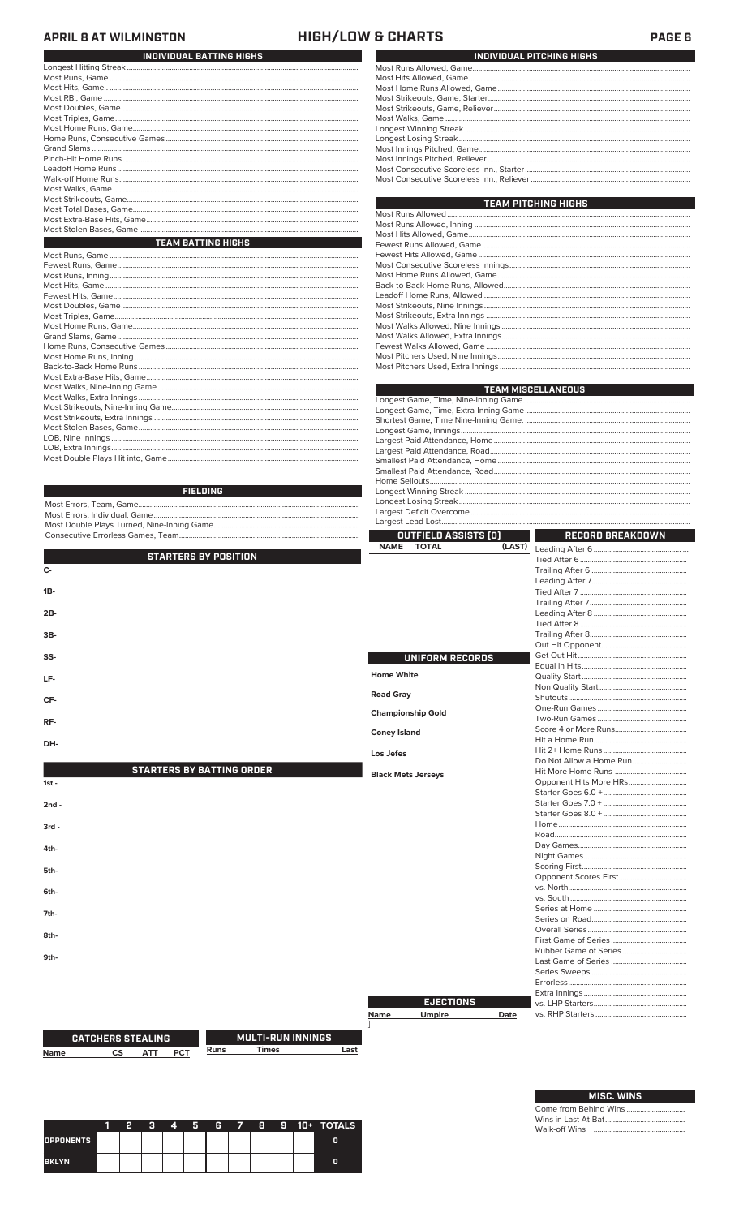# APRIL 8 AT WILMINGTON — HIGH/LOW & CHARTS

## INDIVIDUAL BATTING HIGHS

Longest Hitting Streak
Most Runs, Game
Most Hits, Game.
Most RBI, Game
Most Doubles, Game
Most Triples, Game
Most Home Runs, Game
Home Runs, Consecutive Games
Grand Slams
Pinch-Hit Home Runs
Leadoff Home Runs
Walk-off Home Runs
Most Walks, Game
Most Strikeouts, Game
Most Total Bases, Game
Most Extra-Base Hits, Game
Most Stolen Bases, Game

## TEAM BATTING HIGHS

Most Runs, Game
Fewest Runs, Game
Most Runs, Inning
Most Hits, Game
Fewest Hits, Game
Most Doubles, Game
Most Triples, Game
Most Home Runs, Game
Grand Slams, Game
Home Runs, Consecutive Games
Most Home Runs, Inning
Back-to-Back Home Runs
Most Extra-Base Hits, Game
Most Walks, Nine-Inning Game
Most Walks, Extra Innings
Most Strikeouts, Nine-Inning Game
Most Strikeouts, Extra Innings
Most Stolen Bases, Game
LOB, Nine Innings
LOB, Extra Innings
Most Double Plays Hit into, Game

## FIELDING

Most Errors, Team, Game
Most Errors, Individual, Game
Most Double Plays Turned, Nine-Inning Game
Consecutive Errorless Games, Team

## STARTERS BY POSITION

C-
1B-
2B-
3B-
SS-
LF-
CF-
RF-
DH-

## STARTERS BY BATTING ORDER

1st -
2nd -
3rd -
4th-
5th-
6th-
7th-
8th-
9th-

## INDIVIDUAL PITCHING HIGHS

Most Runs Allowed, Game
Most Hits Allowed, Game
Most Home Runs Allowed, Game
Most Strikeouts, Game, Starter
Most Strikeouts, Game, Reliever
Most Walks, Game
Longest Winning Streak
Longest Losing Streak
Most Innings Pitched, Game
Most Innings Pitched, Reliever
Most Consecutive Scoreless Inn., Starter
Most Consecutive Scoreless Inn., Reliever

## TEAM PITCHING HIGHS

Most Runs Allowed
Most Runs Allowed, Inning
Most Hits Allowed, Game
Fewest Runs Allowed, Game
Fewest Hits Allowed, Game
Most Consecutive Scoreless Innings
Most Home Runs Allowed, Game
Back-to-Back Home Runs, Allowed
Leadoff Home Runs, Allowed
Most Strikeouts, Nine Innings
Most Strikeouts, Extra Innings
Most Walks Allowed, Nine Innings
Most Walks Allowed, Extra Innings
Fewest Walks Allowed, Game
Most Pitchers Used, Nine Innings
Most Pitchers Used, Extra Innings

## TEAM MISCELLANEOUS

Longest Game, Time, Nine-Inning Game
Longest Game, Time, Extra-Inning Game
Shortest Game, Time Nine-Inning Game.
Longest Game, Innings
Largest Paid Attendance, Home
Largest Paid Attendance, Road
Smallest Paid Attendance, Home
Smallest Paid Attendance, Road
Home Sellouts
Longest Winning Streak
Longest Losing Streak
Largest Deficit Overcome
Largest Lead Lost

## OUTFIELD ASSISTS (0)

| NAME | TOTAL | (LAST) |
|---|---|---|

## UNIFORM RECORDS

Home White
Road Gray
Championship Gold
Coney Island
Los Jefes
Black Mets Jerseys

## EJECTIONS

| Name | Umpire | Date |
|---|---|---|

## RECORD BREAKDOWN

Leading After 6
Tied After 6
Trailing After 6
Leading After 7
Tied After 7
Trailing After 7
Leading After 8
Tied After 8
Trailing After 8
Out Hit Opponent
Get Out Hit
Equal in Hits
Quality Start
Non Quality Start
Shutouts
One-Run Games
Two-Run Games
Score 4 or More Runs
Hit a Home Run
Hit 2+ Home Runs
Do Not Allow a Home Run
Hit More Home Runs
Opponent Hits More HRs
Starter Goes 6.0 +
Starter Goes 7.0 +
Starter Goes 8.0 +
Home
Road
Day Games
Night Games
Scoring First
Opponent Scores First
vs. North
vs. South
Series at Home
Series on Road
Overall Series
First Game of Series
Rubber Game of Series
Last Game of Series
Series Sweeps
Errorless
Extra Innings
vs. LHP Starters
vs. RHP Starters

## CATCHERS STEALING

| Name | CS | ATT | PCT |
|---|---|---|---|

## MULTI-RUN INNINGS

| Runs | Times | Last |
|---|---|---|

## MISC. WINS

Come from Behind Wins
Wins in Last At-Bat
Walk-off Wins

| | 1 | 2 | 3 | 4 | 5 | 6 | 7 | 8 | 9 | 10+ | TOTALS |
|---|---|---|---|---|---|---|---|---|---|---|---|
| OPPONENTS | | | | | | | | | | | 0 |
| BKLYN | | | | | | | | | | | 0 |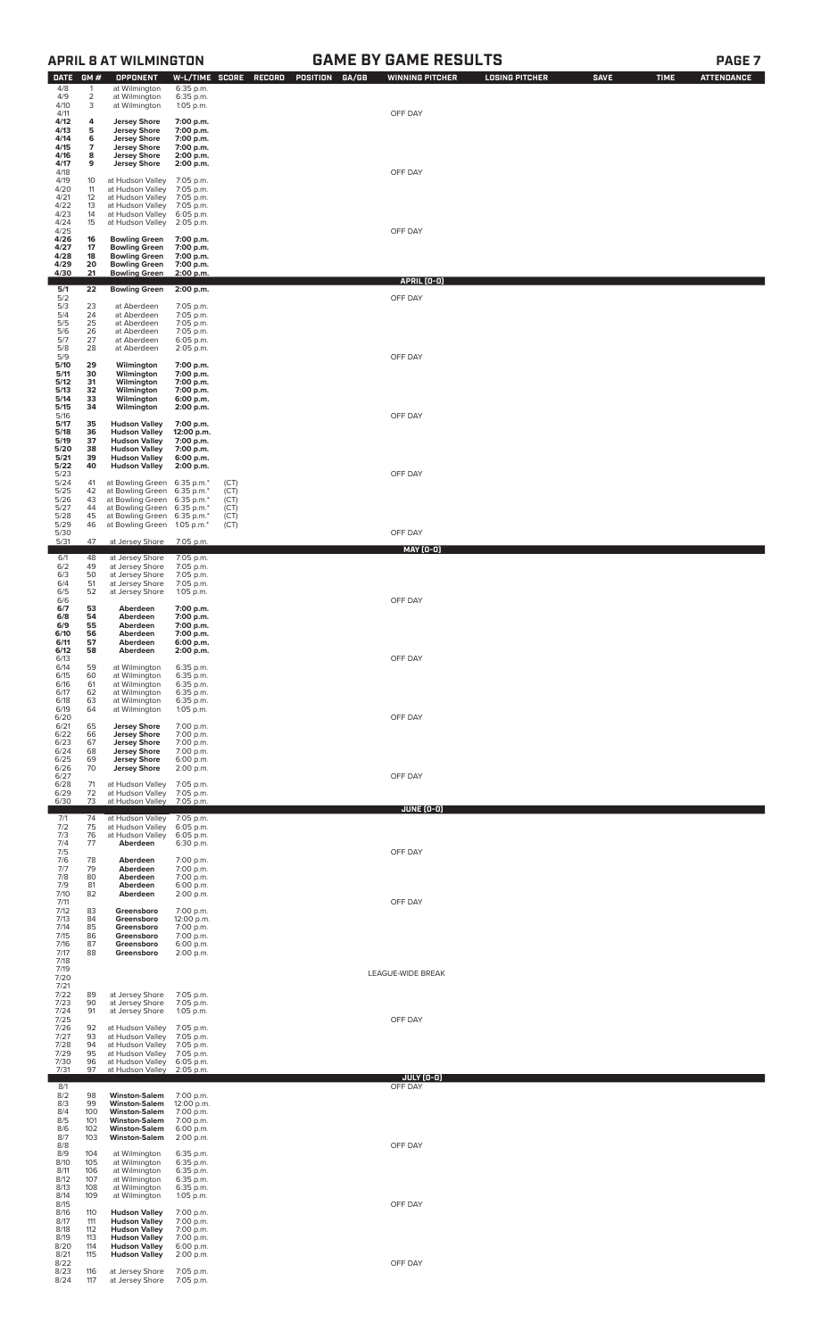## APRIL 8 AT WILMINGTON — GAME BY GAME RESULTS

| DATE | GM # | OPPONENT | W-L/TIME | SCORE | RECORD | POSITION | GA/GB | WINNING PITCHER | LOSING PITCHER | SAVE | TIME | ATTENDANCE |
|---|---|---|---|---|---|---|---|---|---|---|---|---|
| 4/8 | 1 | at Wilmington | 6:35 p.m. | | | | | | | | | |
| 4/9 | 2 | at Wilmington | 6:35 p.m. | | | | | | | | | |
| 4/10 | 3 | at Wilmington | 1:05 p.m. | | | | | | | | | |
| 4/11 | | | | | | | | OFF DAY | | | | |
| **4/12** | **4** | **Jersey Shore** | **7:00 p.m.** | | | | | | | | | |
| **4/13** | **5** | **Jersey Shore** | **7:00 p.m.** | | | | | | | | | |
| **4/14** | **6** | **Jersey Shore** | **7:00 p.m.** | | | | | | | | | |
| **4/15** | **7** | **Jersey Shore** | **7:00 p.m.** | | | | | | | | | |
| **4/16** | **8** | **Jersey Shore** | **2:00 p.m.** | | | | | | | | | |
| **4/17** | **9** | **Jersey Shore** | **2:00 p.m.** | | | | | | | | | |
| 4/18 | | | | | | | | OFF DAY | | | | |
| 4/19 | 10 | at Hudson Valley | 7:05 p.m. | | | | | | | | | |
| 4/20 | 11 | at Hudson Valley | 7:05 p.m. | | | | | | | | | |
| 4/21 | 12 | at Hudson Valley | 7:05 p.m. | | | | | | | | | |
| 4/22 | 13 | at Hudson Valley | 7:05 p.m. | | | | | | | | | |
| 4/23 | 14 | at Hudson Valley | 6:05 p.m. | | | | | | | | | |
| 4/24 | 15 | at Hudson Valley | 2:05 p.m. | | | | | | | | | |
| 4/25 | | | | | | | | OFF DAY | | | | |
| **4/26** | **16** | **Bowling Green** | **7:00 p.m.** | | | | | | | | | |
| **4/27** | **17** | **Bowling Green** | **7:00 p.m.** | | | | | | | | | |
| **4/28** | **18** | **Bowling Green** | **7:00 p.m.** | | | | | | | | | |
| **4/29** | **20** | **Bowling Green** | **7:00 p.m.** | | | | | | | | | |
| **4/30** | **21** | **Bowling Green** | **2:00 p.m.** | | | | | | | | | |
| | | | | | | | | **APRIL (0-0)** | | | | |
| **5/1** | **22** | **Bowling Green** | **2:00 p.m.** | | | | | | | | | |
| 5/2 | | | | | | | | OFF DAY | | | | |
| 5/3 | 23 | at Aberdeen | 7:05 p.m. | | | | | | | | | |
| 5/4 | 24 | at Aberdeen | 7:05 p.m. | | | | | | | | | |
| 5/5 | 25 | at Aberdeen | 7:05 p.m. | | | | | | | | | |
| 5/6 | 26 | at Aberdeen | 7:05 p.m. | | | | | | | | | |
| 5/7 | 27 | at Aberdeen | 6:05 p.m. | | | | | | | | | |
| 5/8 | 28 | at Aberdeen | 2:05 p.m. | | | | | | | | | |
| 5/9 | | | | | | | | OFF DAY | | | | |
| **5/10** | **29** | **Wilmington** | **7:00 p.m.** | | | | | | | | | |
| **5/11** | **30** | **Wilmington** | **7:00 p.m.** | | | | | | | | | |
| **5/12** | **31** | **Wilmington** | **7:00 p.m.** | | | | | | | | | |
| **5/13** | **32** | **Wilmington** | **7:00 p.m.** | | | | | | | | | |
| **5/14** | **33** | **Wilmington** | **6:00 p.m.** | | | | | | | | | |
| **5/15** | **34** | **Wilmington** | **2:00 p.m.** | | | | | | | | | |
| 5/16 | | | | | | | | OFF DAY | | | | |
| **5/17** | **35** | **Hudson Valley** | **7:00 p.m.** | | | | | | | | | |
| **5/18** | **36** | **Hudson Valley** | **12:00 p.m.** | | | | | | | | | |
| **5/19** | **37** | **Hudson Valley** | **7:00 p.m.** | | | | | | | | | |
| **5/20** | **38** | **Hudson Valley** | **7:00 p.m.** | | | | | | | | | |
| **5/21** | **39** | **Hudson Valley** | **6:00 p.m.** | | | | | | | | | |
| **5/22** | **40** | **Hudson Valley** | **2:00 p.m.** | | | | | | | | | |
| 5/23 | | | | | | | | OFF DAY | | | | |
| 5/24 | 41 | at Bowling Green | 6:35 p.m.* | (CT) | | | | | | | | |
| 5/25 | 42 | at Bowling Green | 6:35 p.m.* | (CT) | | | | | | | | |
| 5/26 | 43 | at Bowling Green | 6:35 p.m.* | (CT) | | | | | | | | |
| 5/27 | 44 | at Bowling Green | 6:35 p.m.* | (CT) | | | | | | | | |
| 5/28 | 45 | at Bowling Green | 6:35 p.m.* | (CT) | | | | | | | | |
| 5/29 | 46 | at Bowling Green | 1:05 p.m.* | (CT) | | | | | | | | |
| 5/30 | | | | | | | | OFF DAY | | | | |
| 5/31 | 47 | at Jersey Shore | 7:05 p.m. | | | | | | | | | |
| | | | | | | | | **MAY (0-0)** | | | | |
| 6/1 | 48 | at Jersey Shore | 7:05 p.m. | | | | | | | | | |
| 6/2 | 49 | at Jersey Shore | 7:05 p.m. | | | | | | | | | |
| 6/3 | 50 | at Jersey Shore | 7:05 p.m. | | | | | | | | | |
| 6/4 | 51 | at Jersey Shore | 7:05 p.m. | | | | | | | | | |
| 6/5 | 52 | at Jersey Shore | 1:05 p.m. | | | | | | | | | |
| 6/6 | | | | | | | | OFF DAY | | | | |
| **6/7** | **53** | **Aberdeen** | **7:00 p.m.** | | | | | | | | | |
| **6/8** | **54** | **Aberdeen** | **7:00 p.m.** | | | | | | | | | |
| **6/9** | **55** | **Aberdeen** | **7:00 p.m.** | | | | | | | | | |
| **6/10** | **56** | **Aberdeen** | **7:00 p.m.** | | | | | | | | | |
| **6/11** | **57** | **Aberdeen** | **6:00 p.m.** | | | | | | | | | |
| **6/12** | **58** | **Aberdeen** | **2:00 p.m.** | | | | | | | | | |
| 6/13 | | | | | | | | OFF DAY | | | | |
| 6/14 | 59 | at Wilmington | 6:35 p.m. | | | | | | | | | |
| 6/15 | 60 | at Wilmington | 6:35 p.m. | | | | | | | | | |
| 6/16 | 61 | at Wilmington | 6:35 p.m. | | | | | | | | | |
| 6/17 | 62 | at Wilmington | 6:35 p.m. | | | | | | | | | |
| 6/18 | 63 | at Wilmington | 6:35 p.m. | | | | | | | | | |
| 6/19 | 64 | at Wilmington | 1:05 p.m. | | | | | | | | | |
| 6/20 | | | | | | | | OFF DAY | | | | |
| 6/21 | 65 | **Jersey Shore** | 7:00 p.m. | | | | | | | | | |
| 6/22 | 66 | **Jersey Shore** | 7:00 p.m. | | | | | | | | | |
| 6/23 | 67 | **Jersey Shore** | 7:00 p.m. | | | | | | | | | |
| 6/24 | 68 | **Jersey Shore** | 7:00 p.m. | | | | | | | | | |
| 6/25 | 69 | **Jersey Shore** | 6:00 p.m. | | | | | | | | | |
| 6/26 | 70 | **Jersey Shore** | 2:00 p.m. | | | | | | | | | |
| 6/27 | | | | | | | | OFF DAY | | | | |
| 6/28 | 71 | at Hudson Valley | 7:05 p.m. | | | | | | | | | |
| 6/29 | 72 | at Hudson Valley | 7:05 p.m. | | | | | | | | | |
| 6/30 | 73 | at Hudson Valley | 7:05 p.m. | | | | | | | | | |
| | | | | | | | | **JUNE (0-0)** | | | | |
| 7/1 | 74 | at Hudson Valley | 7:05 p.m. | | | | | | | | | |
| 7/2 | 75 | at Hudson Valley | 6:05 p.m. | | | | | | | | | |
| 7/3 | 76 | at Hudson Valley | 6:05 p.m. | | | | | | | | | |
| 7/4 | 77 | **Aberdeen** | 6:30 p.m. | | | | | | | | | |
| 7/5 | | | | | | | | OFF DAY | | | | |
| 7/6 | 78 | **Aberdeen** | 7:00 p.m. | | | | | | | | | |
| 7/7 | 79 | **Aberdeen** | 7:00 p.m. | | | | | | | | | |
| 7/8 | 80 | **Aberdeen** | 7:00 p.m. | | | | | | | | | |
| 7/9 | 81 | **Aberdeen** | 6:00 p.m. | | | | | | | | | |
| 7/10 | 82 | **Aberdeen** | 2:00 p.m. | | | | | | | | | |
| 7/11 | | | | | | | | OFF DAY | | | | |
| 7/12 | 83 | **Greensboro** | 7:00 p.m. | | | | | | | | | |
| 7/13 | 84 | **Greensboro** | 12:00 p.m. | | | | | | | | | |
| 7/14 | 85 | **Greensboro** | 7:00 p.m. | | | | | | | | | |
| 7/15 | 86 | **Greensboro** | 7:00 p.m. | | | | | | | | | |
| 7/16 | 87 | **Greensboro** | 6:00 p.m. | | | | | | | | | |
| 7/17 | 88 | **Greensboro** | 2:00 p.m. | | | | | | | | | |
| 7/18 | | | | | | | | | | | | |
| 7/19 | | | | | | | | | | | | |
| 7/20 | | | | | | | | LEAGUE-WIDE BREAK | | | | |
| 7/21 | | | | | | | | | | | | |
| 7/22 | 89 | at Jersey Shore | 7:05 p.m. | | | | | | | | | |
| 7/23 | 90 | at Jersey Shore | 7:05 p.m. | | | | | | | | | |
| 7/24 | 91 | at Jersey Shore | 1:05 p.m. | | | | | | | | | |
| 7/25 | | | | | | | | OFF DAY | | | | |
| 7/26 | 92 | at Hudson Valley | 7:05 p.m. | | | | | | | | | |
| 7/27 | 93 | at Hudson Valley | 7:05 p.m. | | | | | | | | | |
| 7/28 | 94 | at Hudson Valley | 7:05 p.m. | | | | | | | | | |
| 7/29 | 95 | at Hudson Valley | 7:05 p.m. | | | | | | | | | |
| 7/30 | 96 | at Hudson Valley | 6:05 p.m. | | | | | | | | | |
| 7/31 | 97 | at Hudson Valley | 2:05 p.m. | | | | | | | | | |
| | | | | | | | | **JULY (0-0)** | | | | |
| 8/1 | | | | | | | | OFF DAY | | | | |
| 8/2 | 98 | **Winston-Salem** | 7:00 p.m. | | | | | | | | | |
| 8/3 | 99 | **Winston-Salem** | 12:00 p.m. | | | | | | | | | |
| 8/4 | 100 | **Winston-Salem** | 7:00 p.m. | | | | | | | | | |
| 8/5 | 101 | **Winston-Salem** | 7:00 p.m. | | | | | | | | | |
| 8/6 | 102 | **Winston-Salem** | 6:00 p.m. | | | | | | | | | |
| 8/7 | 103 | **Winston-Salem** | 2:00 p.m. | | | | | | | | | |
| 8/8 | | | | | | | | OFF DAY | | | | |
| 8/9 | 104 | at Wilmington | 6:35 p.m. | | | | | | | | | |
| 8/10 | 105 | at Wilmington | 6:35 p.m. | | | | | | | | | |
| 8/11 | 106 | at Wilmington | 6:35 p.m. | | | | | | | | | |
| 8/12 | 107 | at Wilmington | 6:35 p.m. | | | | | | | | | |
| 8/13 | 108 | at Wilmington | 6:35 p.m. | | | | | | | | | |
| 8/14 | 109 | at Wilmington | 1:05 p.m. | | | | | | | | | |
| 8/15 | | | | | | | | OFF DAY | | | | |
| 8/16 | 110 | **Hudson Valley** | 7:00 p.m. | | | | | | | | | |
| 8/17 | 111 | **Hudson Valley** | 7:00 p.m. | | | | | | | | | |
| 8/18 | 112 | **Hudson Valley** | 7:00 p.m. | | | | | | | | | |
| 8/19 | 113 | **Hudson Valley** | 7:00 p.m. | | | | | | | | | |
| 8/20 | 114 | **Hudson Valley** | 6:00 p.m. | | | | | | | | | |
| 8/21 | 115 | **Hudson Valley** | 2:00 p.m. | | | | | | | | | |
| 8/22 | | | | | | | | OFF DAY | | | | |
| 8/23 | 116 | at Jersey Shore | 7:05 p.m. | | | | | | | | | |
| 8/24 | 117 | at Jersey Shore | 7:05 p.m. | | | | | | | | | |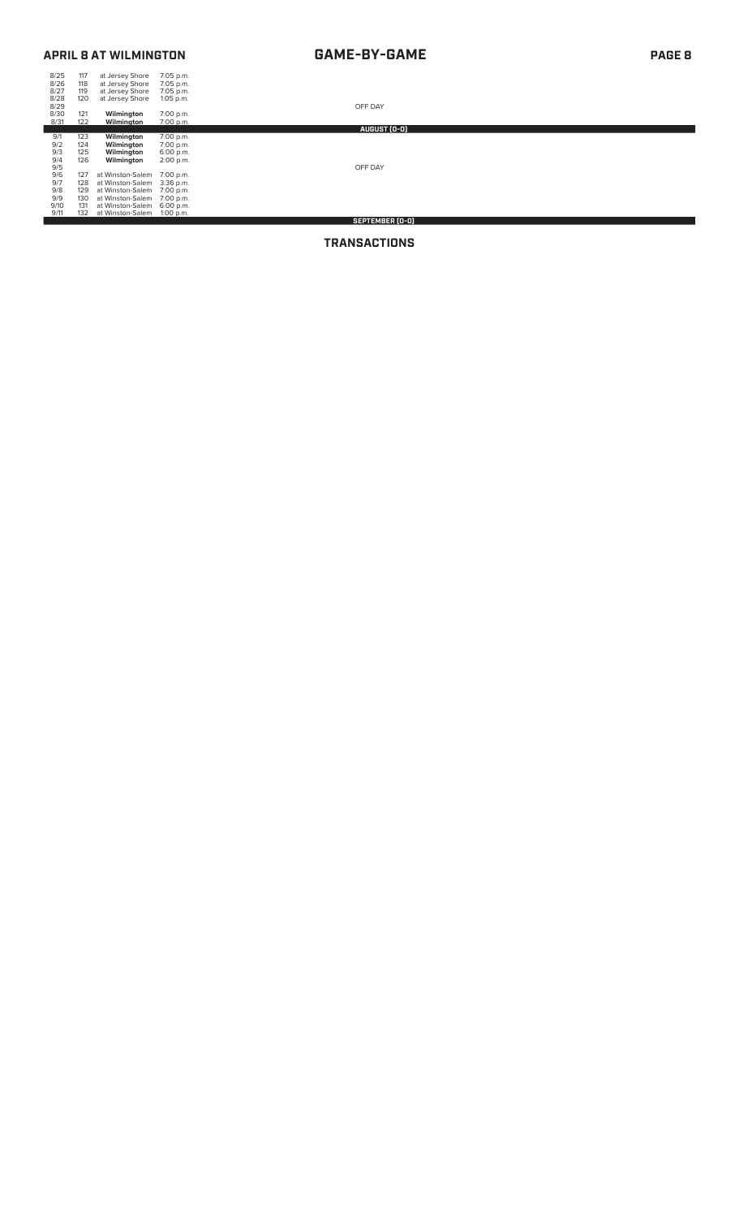## GAME-BY-GAME

| | | | | |
|---|---|---|---|---|
| 8/25 | 117 | at Jersey Shore | 7:05 p.m. | |
| 8/26 | 118 | at Jersey Shore | 7:05 p.m. | |
| 8/27 | 119 | at Jersey Shore | 7:05 p.m. | |
| 8/28 | 120 | at Jersey Shore | 1:05 p.m. | |
| 8/29 | | | | OFF DAY |
| 8/30 | 121 | **Wilmington** | 7:00 p.m. | |
| 8/31 | 122 | **Wilmington** | 7:00 p.m. | |
| | | | | **AUGUST (0-0)** |
| 9/1 | 123 | **Wilmington** | 7:00 p.m. | |
| 9/2 | 124 | **Wilmington** | 7:00 p.m. | |
| 9/3 | 125 | **Wilmington** | 6:00 p.m. | |
| 9/4 | 126 | **Wilmington** | 2:00 p.m. | |
| 9/5 | | | | OFF DAY |
| 9/6 | 127 | at Winston-Salem | 7:00 p.m. | |
| 9/7 | 128 | at Winston-Salem | 3:36 p.m. | |
| 9/8 | 129 | at Winston-Salem | 7:00 p.m. | |
| 9/9 | 130 | at Winston-Salem | 7:00 p.m. | |
| 9/10 | 131 | at Winston-Salem | 6:00 p.m. | |
| 9/11 | 132 | at Winston-Salem | 1:00 p.m. | |
| | | | | **SEPTEMBER (0-0)** |

## TRANSACTIONS